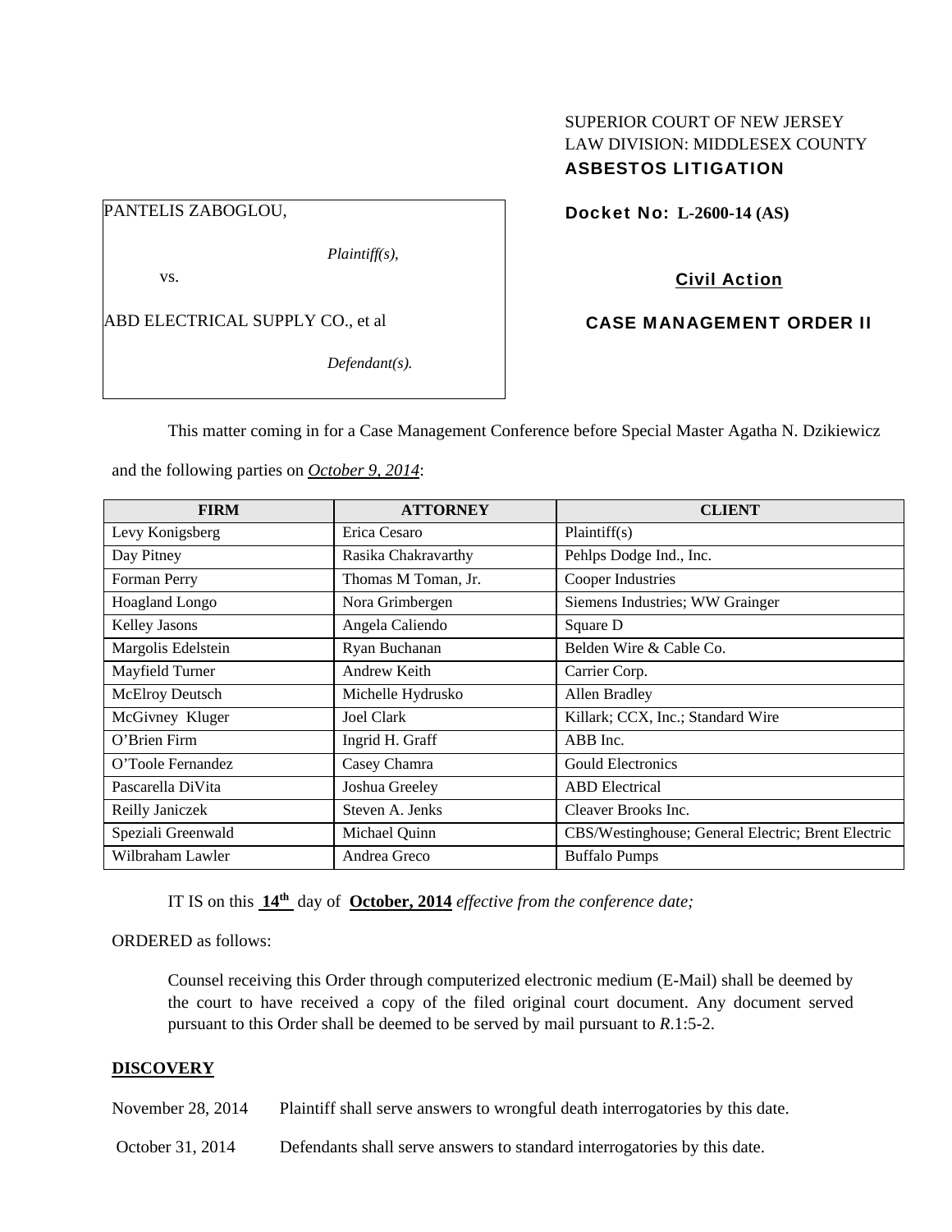SUPERIOR COURT OF NEW JERSEY
LAW DIVISION: MIDDLESEX COUNTY
**ASBESTOS LITIGATION**

PANTELIS ZABOGLOU,

*Plaintiff(s),*

vs.

ABD ELECTRICAL SUPPLY CO., et al

*Defendant(s).*

**Docket No: L-2600-14 (AS)**

**Civil Action**

**CASE MANAGEMENT ORDER II**

This matter coming in for a Case Management Conference before Special Master Agatha N. Dzikiewicz and the following parties on ***October 9, 2014***:

| FIRM | ATTORNEY | CLIENT |
|---|---|---|
| Levy Konigsberg | Erica Cesaro | Plaintiff(s) |
| Day Pitney | Rasika Chakravarthy | Pehlps Dodge Ind., Inc. |
| Forman Perry | Thomas M Toman, Jr. | Cooper Industries |
| Hoagland Longo | Nora Grimbergen | Siemens Industries; WW Grainger |
| Kelley Jasons | Angela Caliendo | Square D |
| Margolis Edelstein | Ryan Buchanan | Belden Wire & Cable Co. |
| Mayfield Turner | Andrew Keith | Carrier Corp. |
| McElroy Deutsch | Michelle Hydrusko | Allen Bradley |
| McGivney Kluger | Joel Clark | Killark; CCX, Inc.; Standard Wire |
| O'Brien Firm | Ingrid H. Graff | ABB Inc. |
| O'Toole Fernandez | Casey Chamra | Gould Electronics |
| Pascarella DiVita | Joshua Greeley | ABD Electrical |
| Reilly Janiczek | Steven A. Jenks | Cleaver Brooks Inc. |
| Speziali Greenwald | Michael Quinn | CBS/Westinghouse; General Electric; Brent Electric |
| Wilbraham Lawler | Andrea Greco | Buffalo Pumps |

IT IS on this **14th** day of **October, 2014** *effective from the conference date;*

ORDERED as follows:

Counsel receiving this Order through computerized electronic medium (E-Mail) shall be deemed by the court to have received a copy of the filed original court document. Any document served pursuant to this Order shall be deemed to be served by mail pursuant to *R*.1:5-2.

**DISCOVERY**

November 28, 2014 Plaintiff shall serve answers to wrongful death interrogatories by this date.

October 31, 2014 Defendants shall serve answers to standard interrogatories by this date.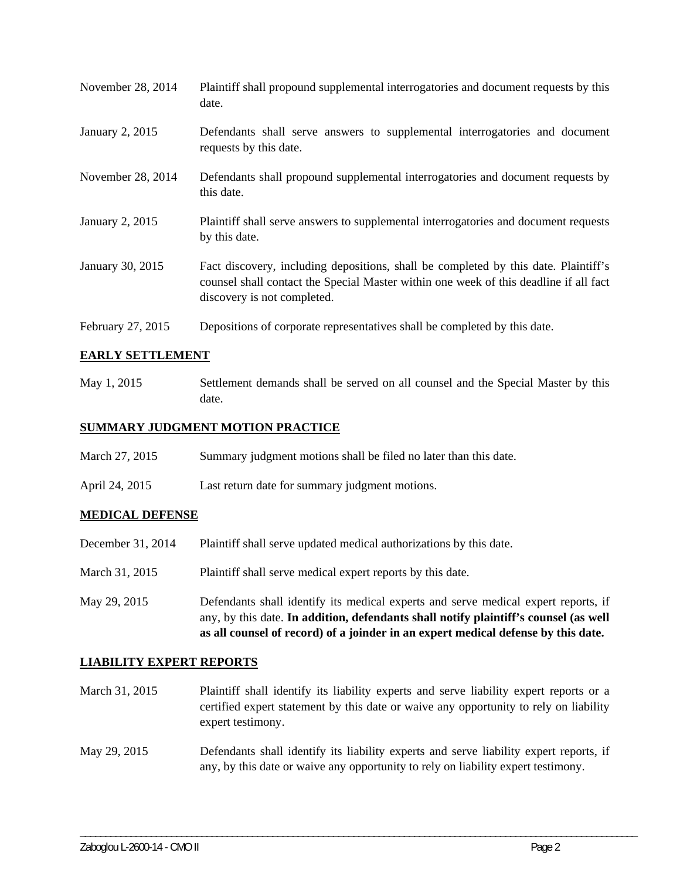November 28, 2014 — Plaintiff shall propound supplemental interrogatories and document requests by this date.

January 2, 2015 — Defendants shall serve answers to supplemental interrogatories and document requests by this date.

November 28, 2014 — Defendants shall propound supplemental interrogatories and document requests by this date.

January 2, 2015 — Plaintiff shall serve answers to supplemental interrogatories and document requests by this date.

January 30, 2015 — Fact discovery, including depositions, shall be completed by this date. Plaintiff's counsel shall contact the Special Master within one week of this deadline if all fact discovery is not completed.

February 27, 2015 — Depositions of corporate representatives shall be completed by this date.

## EARLY SETTLEMENT

May 1, 2015 — Settlement demands shall be served on all counsel and the Special Master by this date.

## SUMMARY JUDGMENT MOTION PRACTICE

March 27, 2015 — Summary judgment motions shall be filed no later than this date.

April 24, 2015 — Last return date for summary judgment motions.

## MEDICAL DEFENSE

December 31, 2014 — Plaintiff shall serve updated medical authorizations by this date.

March 31, 2015 — Plaintiff shall serve medical expert reports by this date.

May 29, 2015 — Defendants shall identify its medical experts and serve medical expert reports, if any, by this date. **In addition, defendants shall notify plaintiff's counsel (as well as all counsel of record) of a joinder in an expert medical defense by this date.**

## LIABILITY EXPERT REPORTS

March 31, 2015 — Plaintiff shall identify its liability experts and serve liability expert reports or a certified expert statement by this date or waive any opportunity to rely on liability expert testimony.

May 29, 2015 — Defendants shall identify its liability experts and serve liability expert reports, if any, by this date or waive any opportunity to rely on liability expert testimony.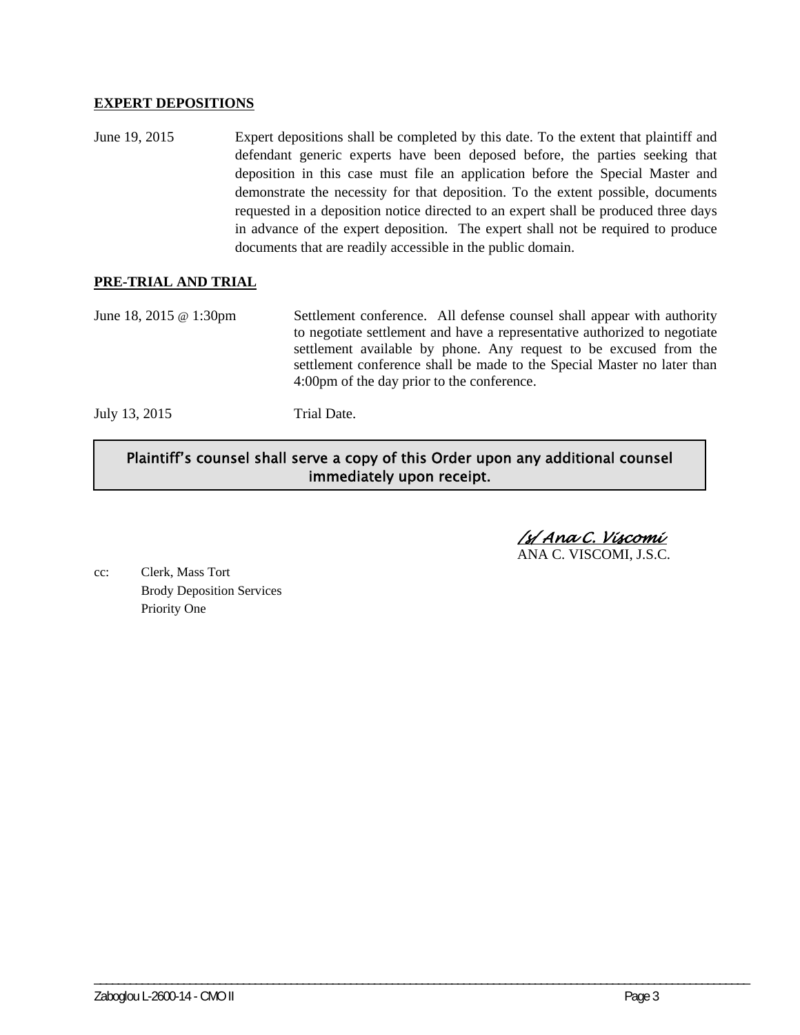**EXPERT DEPOSITIONS**

| | |
|---|---|
| June 19, 2015 | Expert depositions shall be completed by this date. To the extent that plaintiff and defendant generic experts have been deposed before, the parties seeking that deposition in this case must file an application before the Special Master and demonstrate the necessity for that deposition. To the extent possible, documents requested in a deposition notice directed to an expert shall be produced three days in advance of the expert deposition. The expert shall not be required to produce documents that are readily accessible in the public domain. |

**PRE-TRIAL AND TRIAL**

| | |
|---|---|
| June 18, 2015 @ 1:30pm | Settlement conference. All defense counsel shall appear with authority to negotiate settlement and have a representative authorized to negotiate settlement available by phone. Any request to be excused from the settlement conference shall be made to the Special Master no later than 4:00pm of the day prior to the conference. |
| July 13, 2015 | Trial Date. |

**Plaintiff's counsel shall serve a copy of this Order upon any additional counsel immediately upon receipt.**

*/s/ Ana C. Viscomi*
ANA C. VISCOMI, J.S.C.

cc: Clerk, Mass Tort
Brody Deposition Services
Priority One